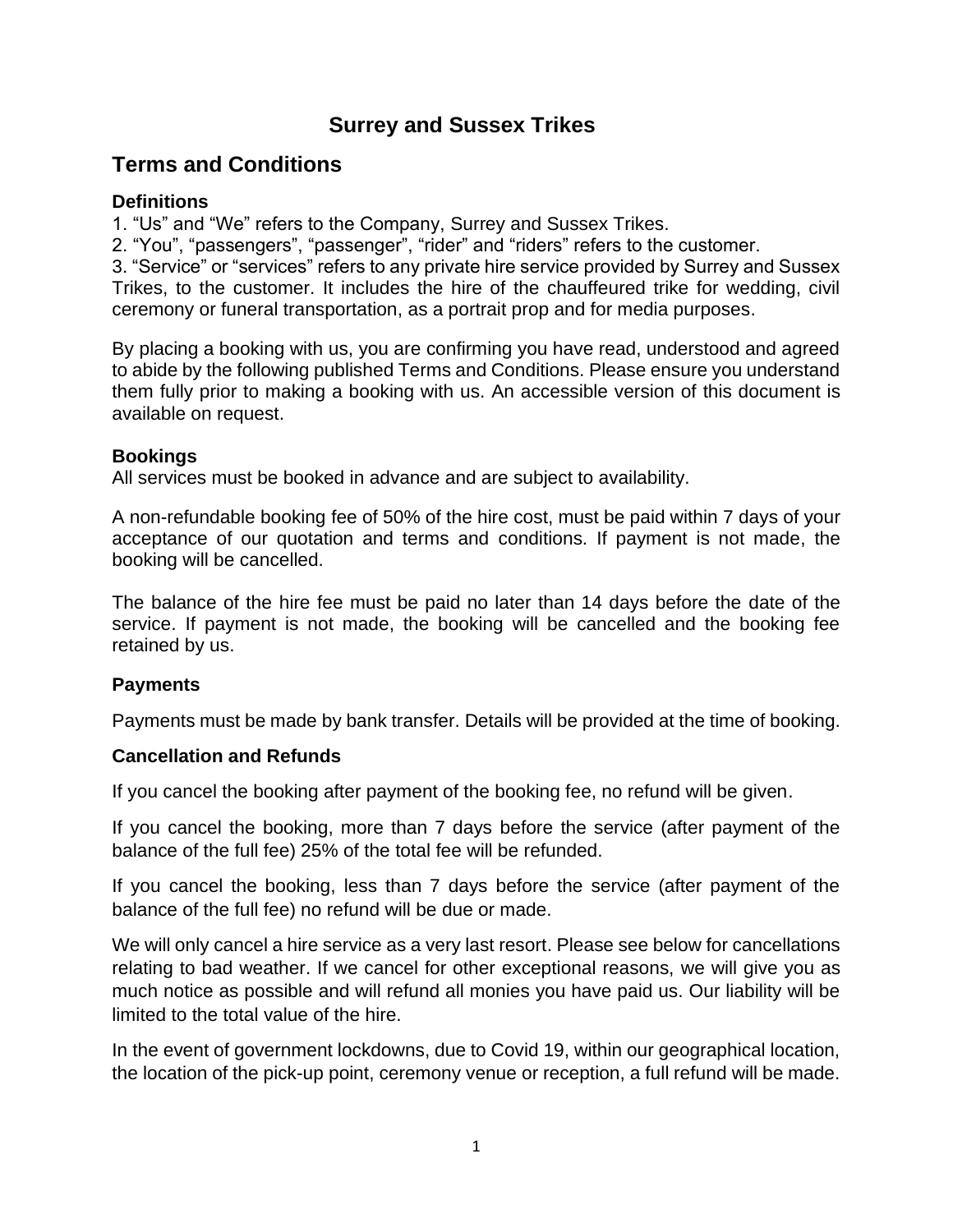# Surrey and Sussex Trikes

## Terms and Conditions

### Definitions

1. “Us” and “We” refers to the Company, Surrey and Sussex Trikes.
2. “You”, “passengers”, “passenger”, “rider” and “riders” refers to the customer.
3. “Service” or “services” refers to any private hire service provided by Surrey and Sussex Trikes, to the customer. It includes the hire of the chauffeured trike for wedding, civil ceremony or funeral transportation, as a portrait prop and for media purposes.

By placing a booking with us, you are confirming you have read, understood and agreed to abide by the following published Terms and Conditions. Please ensure you understand them fully prior to making a booking with us. An accessible version of this document is available on request.

### Bookings

All services must be booked in advance and are subject to availability.

A non-refundable booking fee of 50% of the hire cost, must be paid within 7 days of your acceptance of our quotation and terms and conditions. If payment is not made, the booking will be cancelled.

The balance of the hire fee must be paid no later than 14 days before the date of the service. If payment is not made, the booking will be cancelled and the booking fee retained by us.

### Payments

Payments must be made by bank transfer. Details will be provided at the time of booking.

### Cancellation and Refunds

If you cancel the booking after payment of the booking fee, no refund will be given.

If you cancel the booking, more than 7 days before the service (after payment of the balance of the full fee) 25% of the total fee will be refunded.

If you cancel the booking, less than 7 days before the service (after payment of the balance of the full fee) no refund will be due or made.

We will only cancel a hire service as a very last resort. Please see below for cancellations relating to bad weather. If we cancel for other exceptional reasons, we will give you as much notice as possible and will refund all monies you have paid us. Our liability will be limited to the total value of the hire.

In the event of government lockdowns, due to Covid 19, within our geographical location, the location of the pick-up point, ceremony venue or reception, a full refund will be made.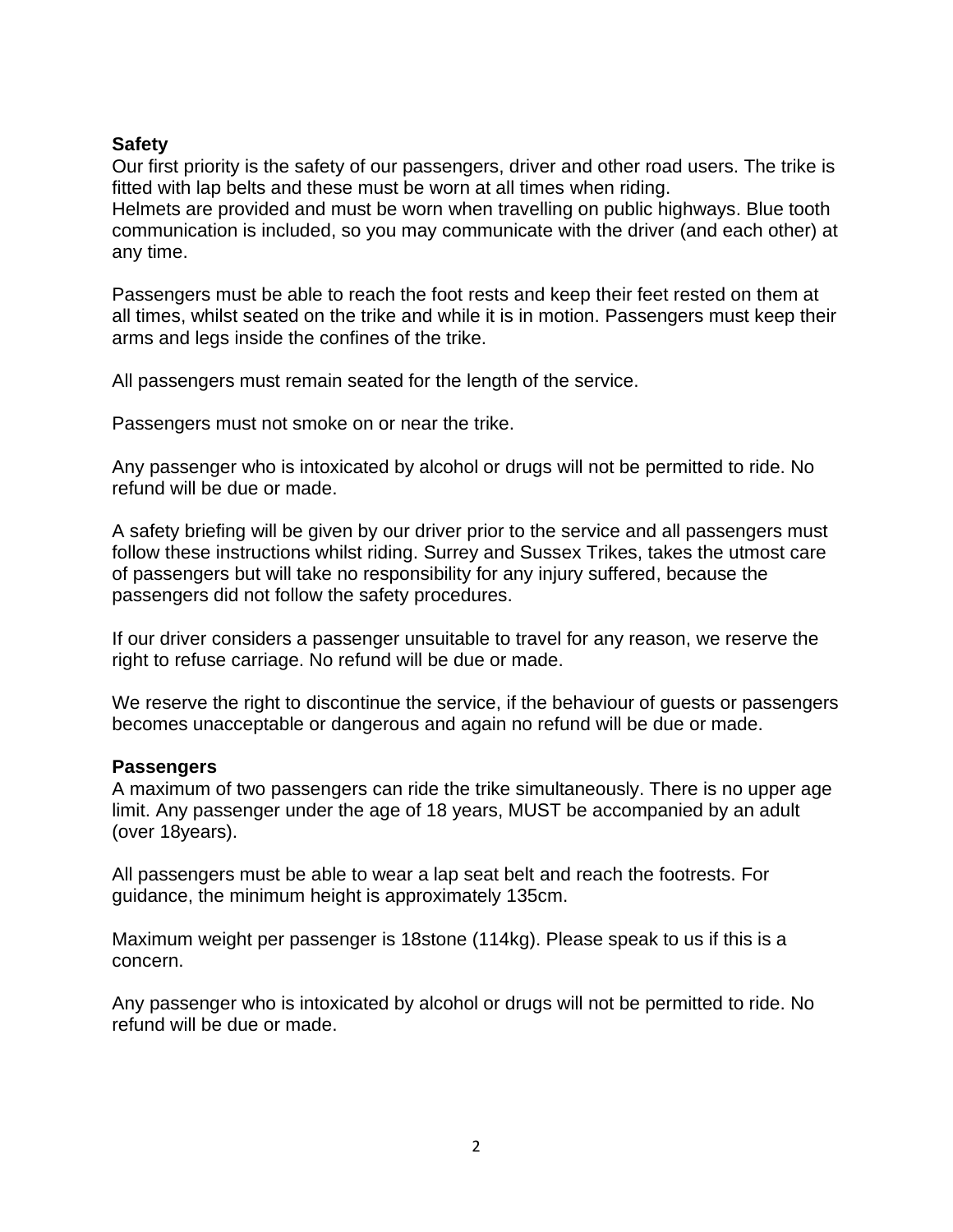**Safety**

Our first priority is the safety of our passengers, driver and other road users. The trike is fitted with lap belts and these must be worn at all times when riding.
Helmets are provided and must be worn when travelling on public highways. Blue tooth communication is included, so you may communicate with the driver (and each other) at any time.

Passengers must be able to reach the foot rests and keep their feet rested on them at all times, whilst seated on the trike and while it is in motion. Passengers must keep their arms and legs inside the confines of the trike.

All passengers must remain seated for the length of the service.

Passengers must not smoke on or near the trike.

Any passenger who is intoxicated by alcohol or drugs will not be permitted to ride. No refund will be due or made.

A safety briefing will be given by our driver prior to the service and all passengers must follow these instructions whilst riding. Surrey and Sussex Trikes, takes the utmost care of passengers but will take no responsibility for any injury suffered, because the passengers did not follow the safety procedures.

If our driver considers a passenger unsuitable to travel for any reason, we reserve the right to refuse carriage. No refund will be due or made.

We reserve the right to discontinue the service, if the behaviour of guests or passengers becomes unacceptable or dangerous and again no refund will be due or made.

**Passengers**

A maximum of two passengers can ride the trike simultaneously. There is no upper age limit. Any passenger under the age of 18 years, MUST be accompanied by an adult (over 18years).

All passengers must be able to wear a lap seat belt and reach the footrests. For guidance, the minimum height is approximately 135cm.

Maximum weight per passenger is 18stone (114kg). Please speak to us if this is a concern.

Any passenger who is intoxicated by alcohol or drugs will not be permitted to ride. No refund will be due or made.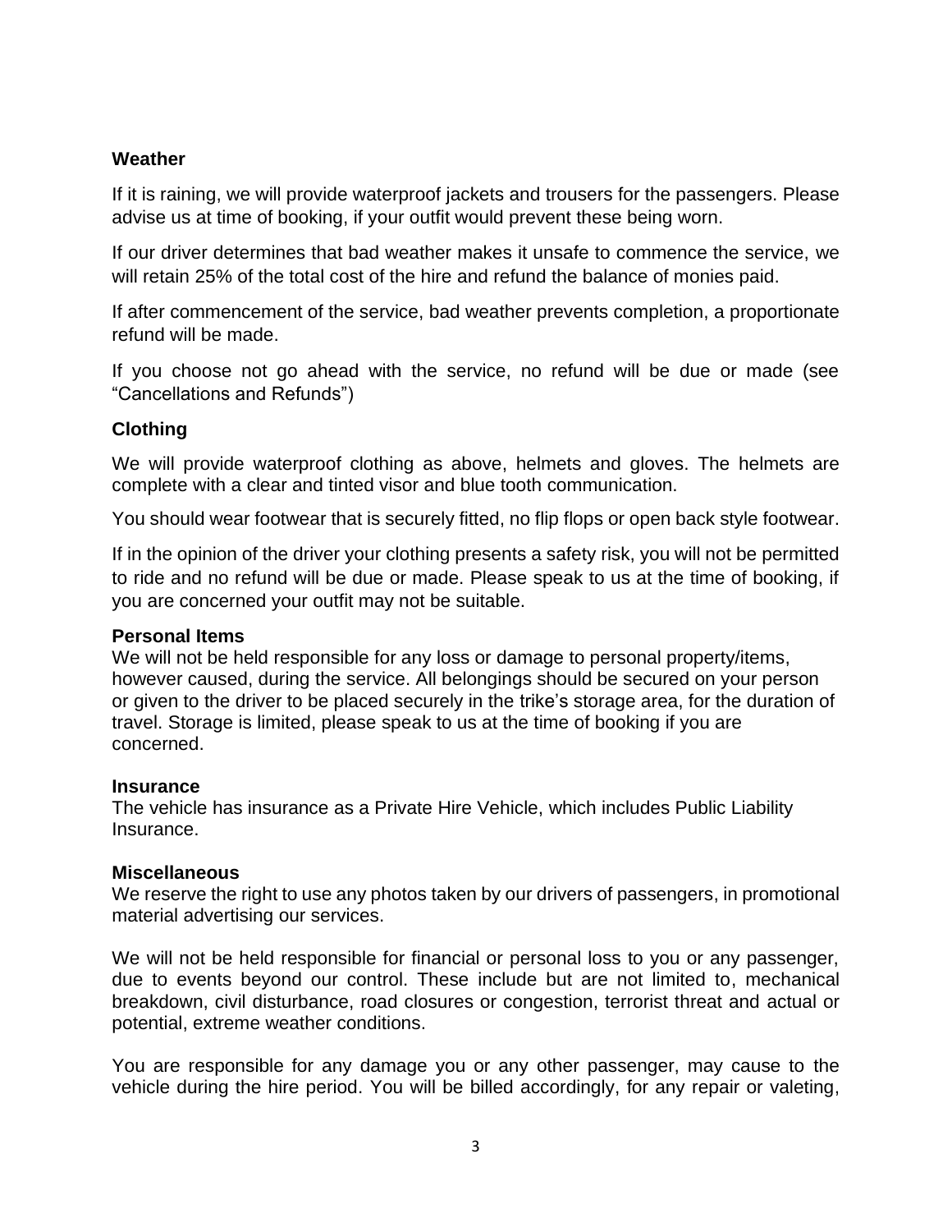## Weather

If it is raining, we will provide waterproof jackets and trousers for the passengers. Please advise us at time of booking, if your outfit would prevent these being worn.

If our driver determines that bad weather makes it unsafe to commence the service, we will retain 25% of the total cost of the hire and refund the balance of monies paid.

If after commencement of the service, bad weather prevents completion, a proportionate refund will be made.

If you choose not go ahead with the service, no refund will be due or made (see "Cancellations and Refunds")

## Clothing

We will provide waterproof clothing as above, helmets and gloves. The helmets are complete with a clear and tinted visor and blue tooth communication.

You should wear footwear that is securely fitted, no flip flops or open back style footwear.

If in the opinion of the driver your clothing presents a safety risk, you will not be permitted to ride and no refund will be due or made. Please speak to us at the time of booking, if you are concerned your outfit may not be suitable.

## Personal Items

We will not be held responsible for any loss or damage to personal property/items, however caused, during the service. All belongings should be secured on your person or given to the driver to be placed securely in the trike's storage area, for the duration of travel. Storage is limited, please speak to us at the time of booking if you are concerned.

## Insurance

The vehicle has insurance as a Private Hire Vehicle, which includes Public Liability Insurance.

## Miscellaneous

We reserve the right to use any photos taken by our drivers of passengers, in promotional material advertising our services.

We will not be held responsible for financial or personal loss to you or any passenger, due to events beyond our control. These include but are not limited to, mechanical breakdown, civil disturbance, road closures or congestion, terrorist threat and actual or potential, extreme weather conditions.

You are responsible for any damage you or any other passenger, may cause to the vehicle during the hire period. You will be billed accordingly, for any repair or valeting,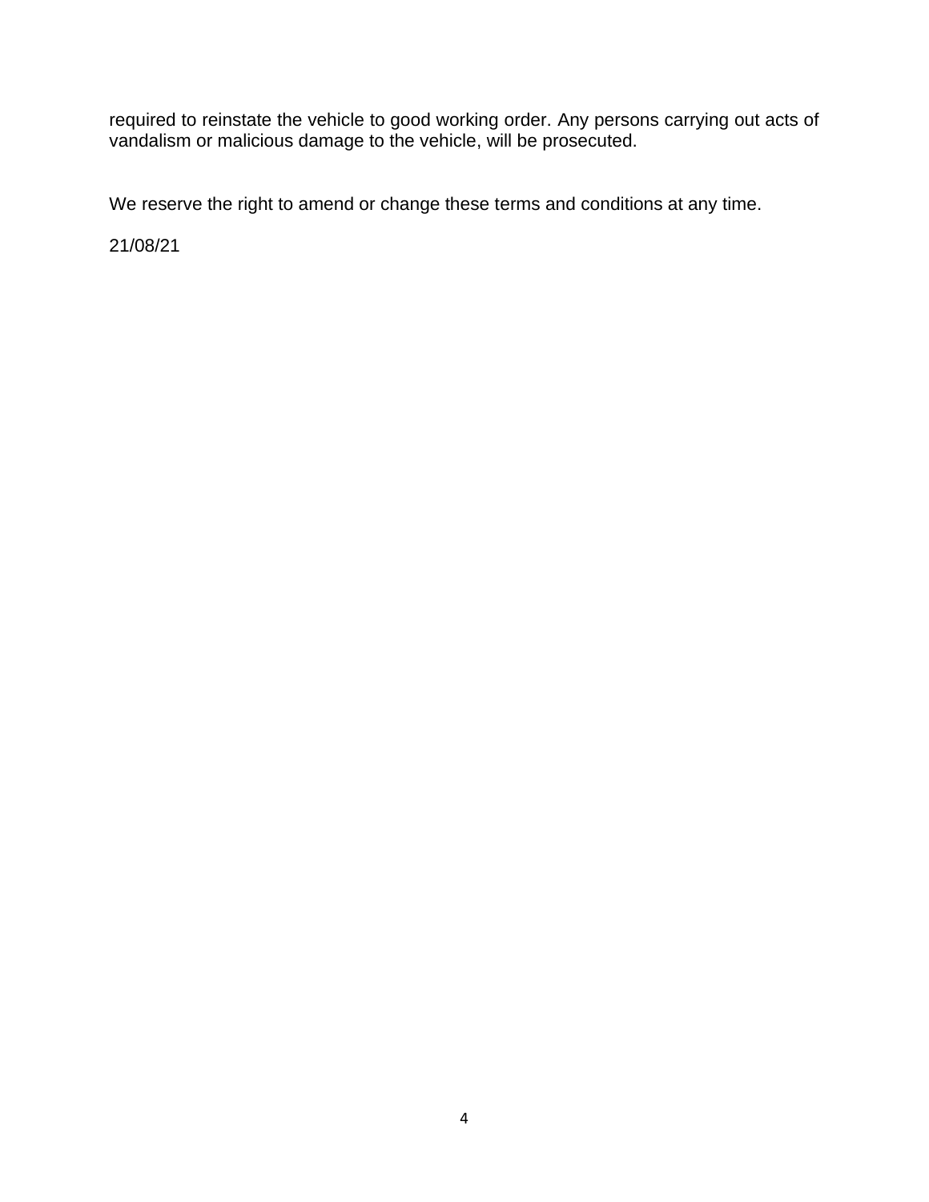required to reinstate the vehicle to good working order. Any persons carrying out acts of vandalism or malicious damage to the vehicle, will be prosecuted.

We reserve the right to amend or change these terms and conditions at any time.

21/08/21